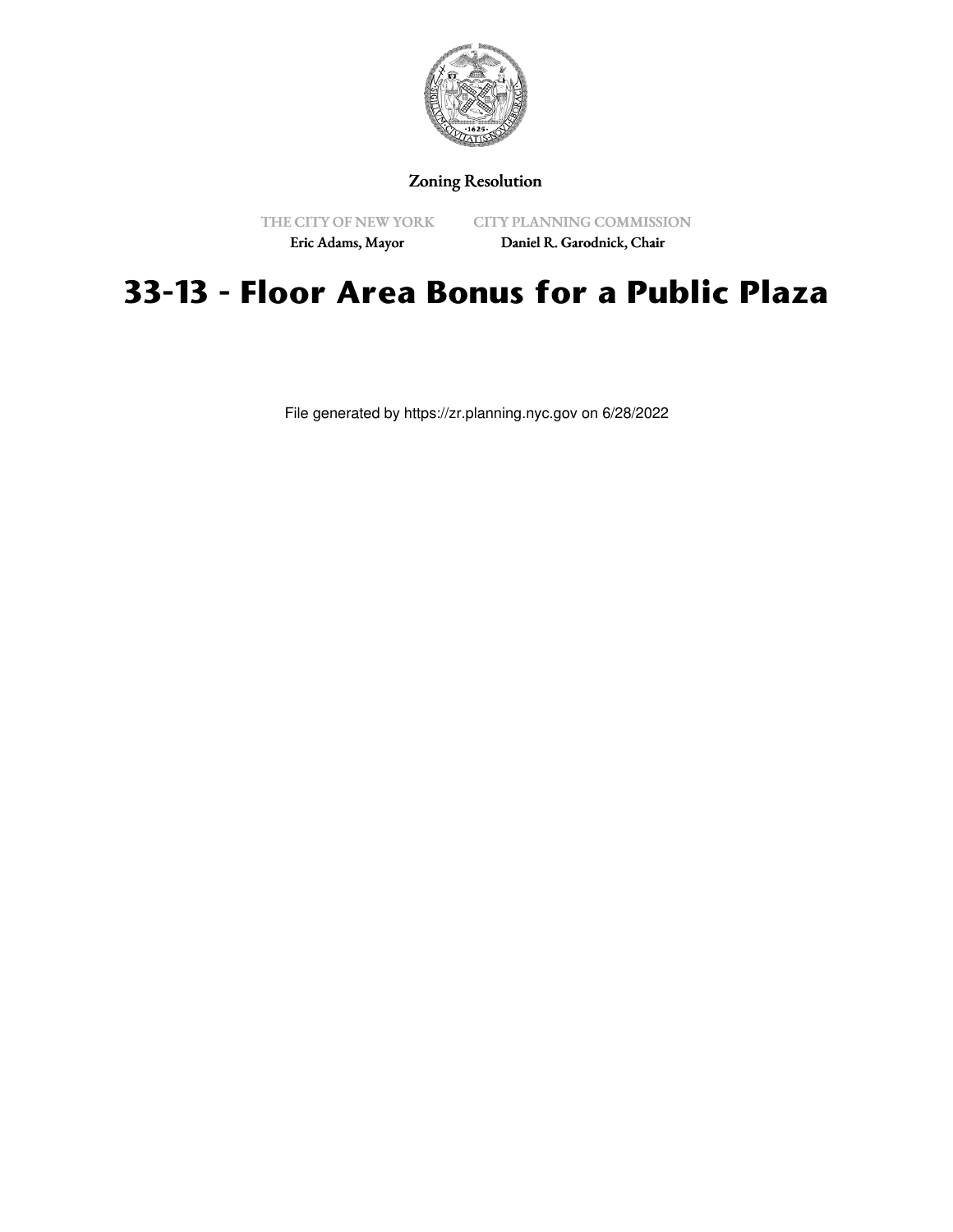Zoning Resolution

THE CITY OF NEW YORK
Eric Adams, Mayor

CITY PLANNING COMMISSION
Daniel R. Garodnick, Chair

# 33-13 - Floor Area Bonus for a Public Plaza

File generated by https://zr.planning.nyc.gov on 6/28/2022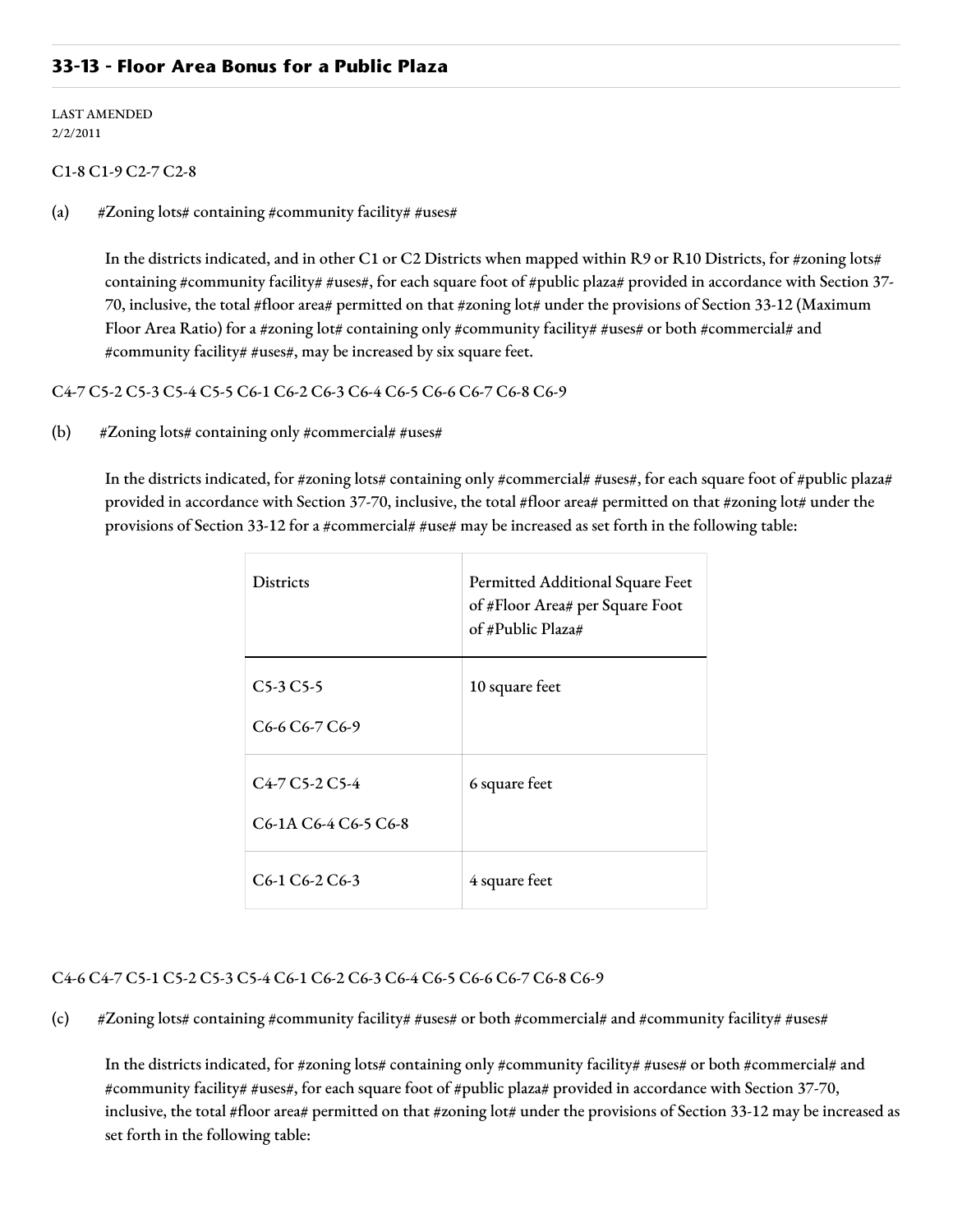## 33-13 - Floor Area Bonus for a Public Plaza

LAST AMENDED
2/2/2011

C1-8 C1-9 C2-7 C2-8

(a) #Zoning lots# containing #community facility# #uses#

In the districts indicated, and in other C1 or C2 Districts when mapped within R9 or R10 Districts, for #zoning lots# containing #community facility# #uses#, for each square foot of #public plaza# provided in accordance with Section 37-70, inclusive, the total #floor area# permitted on that #zoning lot# under the provisions of Section 33-12 (Maximum Floor Area Ratio) for a #zoning lot# containing only #community facility# #uses# or both #commercial# and #community facility# #uses#, may be increased by six square feet.

C4-7 C5-2 C5-3 C5-4 C5-5 C6-1 C6-2 C6-3 C6-4 C6-5 C6-6 C6-7 C6-8 C6-9

(b) #Zoning lots# containing only #commercial# #uses#

In the districts indicated, for #zoning lots# containing only #commercial# #uses#, for each square foot of #public plaza# provided in accordance with Section 37-70, inclusive, the total #floor area# permitted on that #zoning lot# under the provisions of Section 33-12 for a #commercial# #use# may be increased as set forth in the following table:

| Districts | Permitted Additional Square Feet of #Floor Area# per Square Foot of #Public Plaza# |
|---|---|
| C5-3 C5-5<br>C6-6 C6-7 C6-9 | 10 square feet |
| C4-7 C5-2 C5-4<br>C6-1A C6-4 C6-5 C6-8 | 6 square feet |
| C6-1 C6-2 C6-3 | 4 square feet |

C4-6 C4-7 C5-1 C5-2 C5-3 C5-4 C6-1 C6-2 C6-3 C6-4 C6-5 C6-6 C6-7 C6-8 C6-9

(c) #Zoning lots# containing #community facility# #uses# or both #commercial# and #community facility# #uses#

In the districts indicated, for #zoning lots# containing only #community facility# #uses# or both #commercial# and #community facility# #uses#, for each square foot of #public plaza# provided in accordance with Section 37-70, inclusive, the total #floor area# permitted on that #zoning lot# under the provisions of Section 33-12 may be increased as set forth in the following table: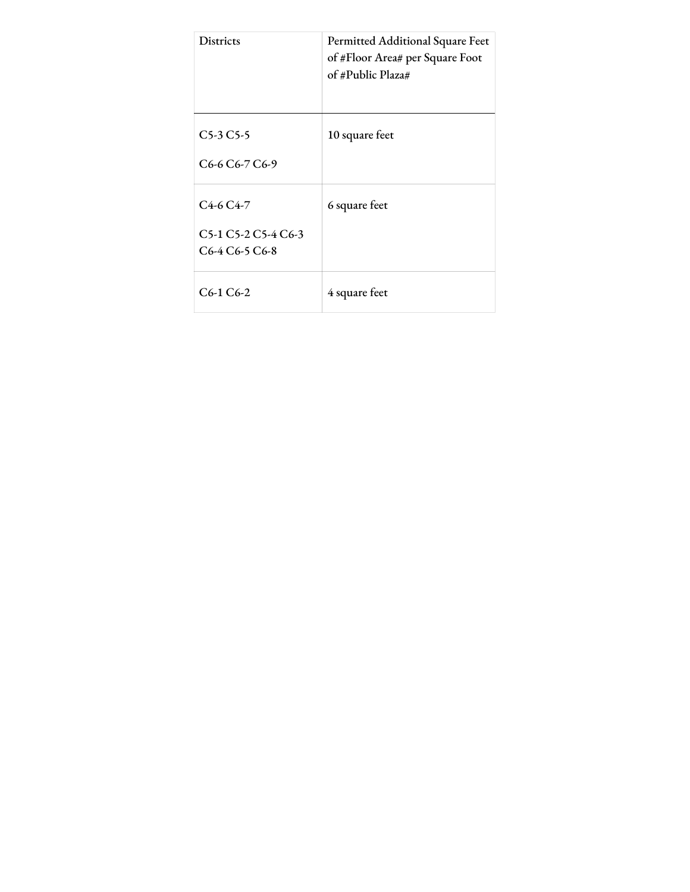| Districts | Permitted Additional Square Feet of #Floor Area# per Square Foot of #Public Plaza# |
|---|---|
| C5-3 C5-5 C6-6 C6-7 C6-9 | 10 square feet |
| C4-6 C4-7 C5-1 C5-2 C5-4 C6-3 C6-4 C6-5 C6-8 | 6 square feet |
| C6-1 C6-2 | 4 square feet |